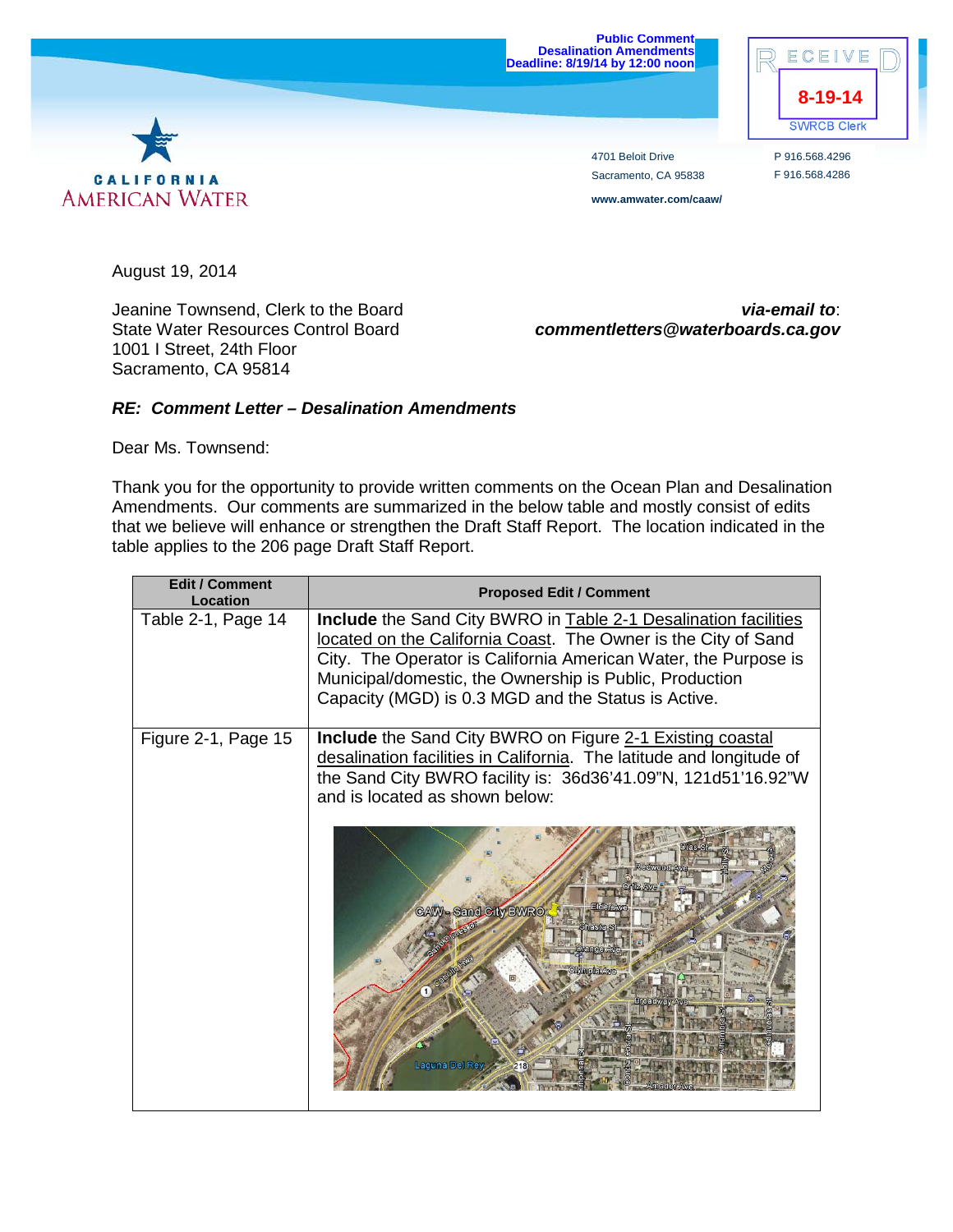Public Comment
Desalination Amendments
Deadline: 8/19/14 by 12:00 noon

RECEIVED
8-19-14
SWRCB Clerk

CALIFORNIA AMERICAN WATER

4701 Beloit Drive
Sacramento, CA 95838
www.amwater.com/caaw/

P 916.568.4296
F 916.568.4286

August 19, 2014

Jeanine Townsend, Clerk to the Board
State Water Resources Control Board
1001 I Street, 24th Floor
Sacramento, CA 95814

***via-email to*:**
***commentletters@waterboards.ca.gov***

***RE: Comment Letter – Desalination Amendments***

Dear Ms. Townsend:

Thank you for the opportunity to provide written comments on the Ocean Plan and Desalination Amendments. Our comments are summarized in the below table and mostly consist of edits that we believe will enhance or strengthen the Draft Staff Report. The location indicated in the table applies to the 206 page Draft Staff Report.

| Edit / Comment Location | Proposed Edit / Comment |
|---|---|
| Table 2-1, Page 14 | **Include** the Sand City BWRO in Table 2-1 Desalination facilities located on the California Coast. The Owner is the City of Sand City. The Operator is California American Water, the Purpose is Municipal/domestic, the Ownership is Public, Production Capacity (MGD) is 0.3 MGD and the Status is Active. |
| Figure 2-1, Page 15 | **Include** the Sand City BWRO on Figure 2-1 Existing coastal desalination facilities in California. The latitude and longitude of the Sand City BWRO facility is: 36d36'41.09"N, 121d51'16.92"W and is located as shown below: |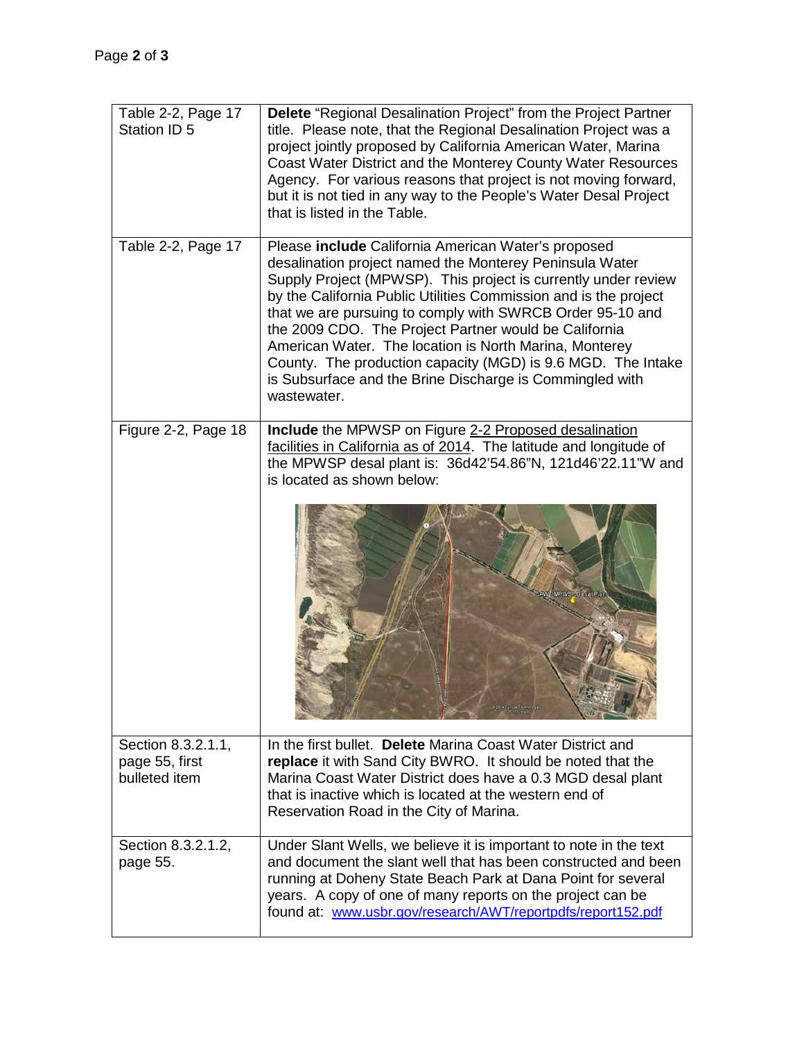| | |
|---|---|
| Table 2-2, Page 17 Station ID 5 | **Delete** "Regional Desalination Project" from the Project Partner title. Please note, that the Regional Desalination Project was a project jointly proposed by California American Water, Marina Coast Water District and the Monterey County Water Resources Agency. For various reasons that project is not moving forward, but it is not tied in any way to the People's Water Desal Project that is listed in the Table. |
| Table 2-2, Page 17 | Please **include** California American Water's proposed desalination project named the Monterey Peninsula Water Supply Project (MPWSP). This project is currently under review by the California Public Utilities Commission and is the project that we are pursuing to comply with SWRCB Order 95-10 and the 2009 CDO. The Project Partner would be California American Water. The location is North Marina, Monterey County. The production capacity (MGD) is 9.6 MGD. The Intake is Subsurface and the Brine Discharge is Commingled with wastewater. |
| Figure 2-2, Page 18 | **Include** the MPWSP on Figure 2-2 Proposed desalination facilities in California as of 2014. The latitude and longitude of the MPWSP desal plant is: 36d42'54.86"N, 121d46'22.11"W and is located as shown below: |
| Section 8.3.2.1.1, page 55, first bulleted item | In the first bullet. **Delete** Marina Coast Water District and **replace** it with Sand City BWRO. It should be noted that the Marina Coast Water District does have a 0.3 MGD desal plant that is inactive which is located at the western end of Reservation Road in the City of Marina. |
| Section 8.3.2.1.2, page 55. | Under Slant Wells, we believe it is important to note in the text and document the slant well that has been constructed and been running at Doheny State Beach Park at Dana Point for several years. A copy of one of many reports on the project can be found at: www.usbr.gov/research/AWT/reportpdfs/report152.pdf |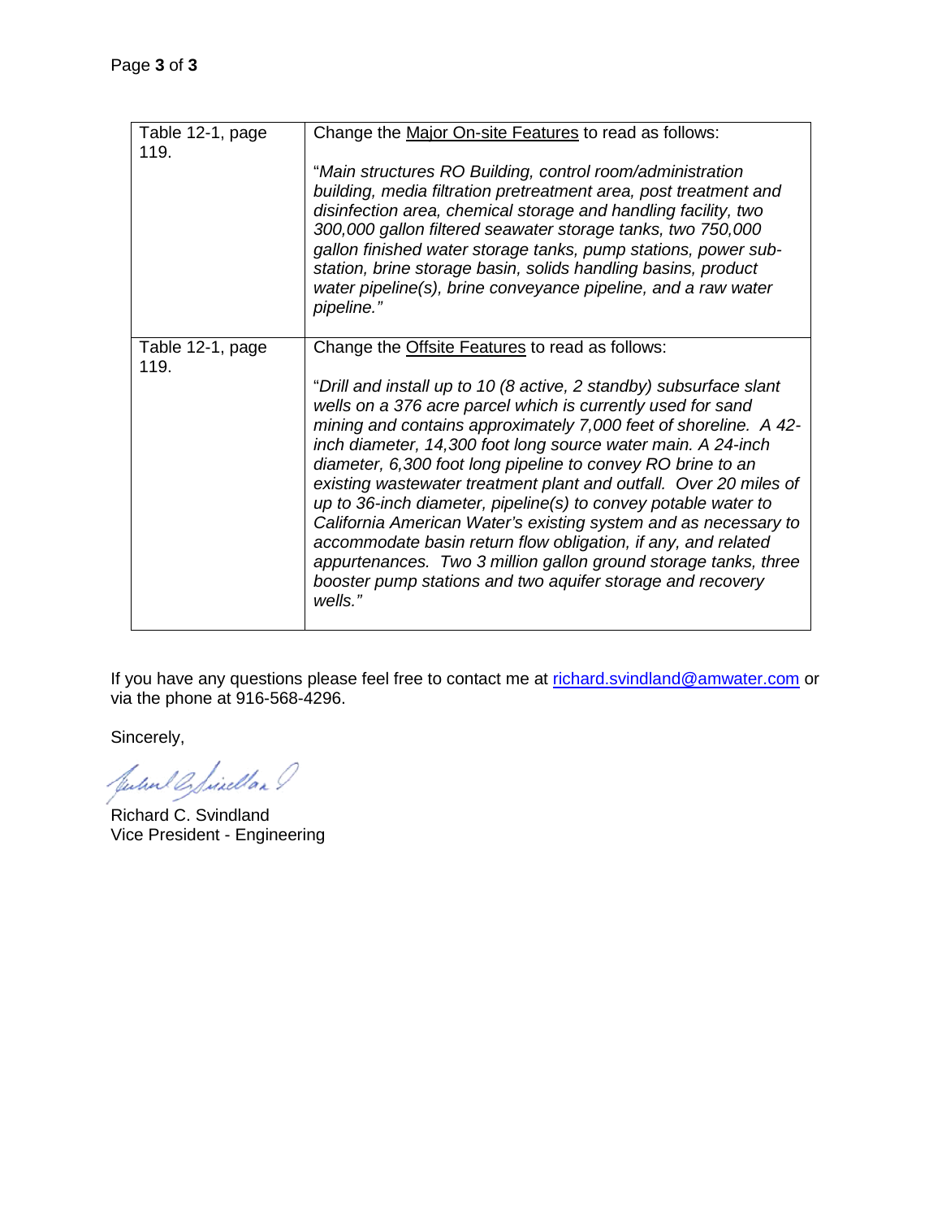| | |
|---|---|
| Table 12-1, page 119. | Change the <u>Major On-site Features</u> to read as follows:<br><br>"*Main structures RO Building, control room/administration building, media filtration pretreatment area, post treatment and disinfection area, chemical storage and handling facility, two 300,000 gallon filtered seawater storage tanks, two 750,000 gallon finished water storage tanks, pump stations, power sub-station, brine storage basin, solids handling basins, product water pipeline(s), brine conveyance pipeline, and a raw water pipeline.*" |
| Table 12-1, page 119. | Change the <u>Offsite Features</u> to read as follows:<br><br>"*Drill and install up to 10 (8 active, 2 standby) subsurface slant wells on a 376 acre parcel which is currently used for sand mining and contains approximately 7,000 feet of shoreline. A 42-inch diameter, 14,300 foot long source water main. A 24-inch diameter, 6,300 foot long pipeline to convey RO brine to an existing wastewater treatment plant and outfall. Over 20 miles of up to 36-inch diameter, pipeline(s) to convey potable water to California American Water's existing system and as necessary to accommodate basin return flow obligation, if any, and related appurtenances. Two 3 million gallon ground storage tanks, three booster pump stations and two aquifer storage and recovery wells.*" |

If you have any questions please feel free to contact me at richard.svindland@amwater.com or via the phone at 916-568-4296.

Sincerely,

Richard C. Svindland
Vice President - Engineering